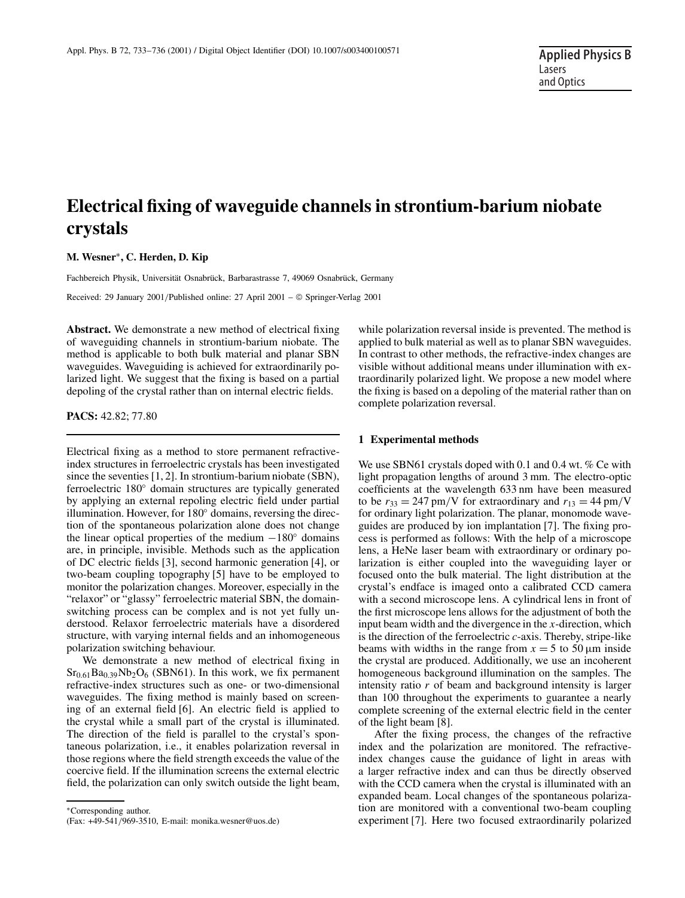# Electrical fixing of waveguide channels in strontium-barium niobate crystals

**M. Wesner***, **C. Herden, D. Kip**

Fachbereich Physik, Universität Osnabrück, Barbarastrasse 7, 49069 Osnabrück, Germany

Received: 29 January 2001/Published online: 27 April 2001 – © Springer-Verlag 2001

**Abstract.** We demonstrate a new method of electrical fixing of waveguiding channels in strontium-barium niobate. The method is applicable to both bulk material and planar SBN waveguides. Waveguiding is achieved for extraordinarily polarized light. We suggest that the fixing is based on a partial depoling of the crystal rather than on internal electric fields.

**PACS:** 42.82; 77.80

Electrical fixing as a method to store permanent refractive-index structures in ferroelectric crystals has been investigated since the seventies [1, 2]. In strontium-barium niobate (SBN), ferroelectric 180° domain structures are typically generated by applying an external repoling electric field under partial illumination. However, for 180° domains, reversing the direction of the spontaneous polarization alone does not change the linear optical properties of the medium −180° domains are, in principle, invisible. Methods such as the application of DC electric fields [3], second harmonic generation [4], or two-beam coupling topography [5] have to be employed to monitor the polarization changes. Moreover, especially in the "relaxor" or "glassy" ferroelectric material SBN, the domain-switching process can be complex and is not yet fully understood. Relaxor ferroelectric materials have a disordered structure, with varying internal fields and an inhomogeneous polarization switching behaviour.

We demonstrate a new method of electrical fixing in $Sr_{0.61}Ba_{0.39}Nb_2O_6$ (SBN61). In this work, we fix permanent refractive-index structures such as one- or two-dimensional waveguides. The fixing method is mainly based on screening of an external field [6]. An electric field is applied to the crystal while a small part of the crystal is illuminated. The direction of the field is parallel to the crystal's spontaneous polarization, i.e., it enables polarization reversal in those regions where the field strength exceeds the value of the coercive field. If the illumination screens the external electric field, the polarization can only switch outside the light beam, while polarization reversal inside is prevented. The method is applied to bulk material as well as to planar SBN waveguides. In contrast to other methods, the refractive-index changes are visible without additional means under illumination with extraordinarily polarized light. We propose a new model where the fixing is based on a depoling of the material rather than on complete polarization reversal.

## 1 Experimental methods

We use SBN61 crystals doped with 0.1 and 0.4 wt. % Ce with light propagation lengths of around 3 mm. The electro-optic coefficients at the wavelength 633 nm have been measured to be $r_{33} = 247\,\text{pm/V}$ for extraordinary and $r_{13} = 44\,\text{pm/V}$ for ordinary light polarization. The planar, monomode waveguides are produced by ion implantation [7]. The fixing process is performed as follows: With the help of a microscope lens, a HeNe laser beam with extraordinary or ordinary polarization is either coupled into the waveguiding layer or focused onto the bulk material. The light distribution at the crystal's endface is imaged onto a calibrated CCD camera with a second microscope lens. A cylindrical lens in front of the first microscope lens allows for the adjustment of both the input beam width and the divergence in the $x$-direction, which is the direction of the ferroelectric $c$-axis. Thereby, stripe-like beams with widths in the range from $x = 5$ to $50\,\mu\text{m}$ inside the crystal are produced. Additionally, we use an incoherent homogeneous background illumination on the samples. The intensity ratio $r$ of beam and background intensity is larger than 100 throughout the experiments to guarantee a nearly complete screening of the external electric field in the center of the light beam [8].

After the fixing process, the changes of the refractive index and the polarization are monitored. The refractive-index changes cause the guidance of light in areas with a larger refractive index and can thus be directly observed with the CCD camera when the crystal is illuminated with an expanded beam. Local changes of the spontaneous polarization are monitored with a conventional two-beam coupling experiment [7]. Here two focused extraordinarily polarized

*Corresponding author.
(Fax: +49-541/969-3510, E-mail: monika.wesner@uos.de)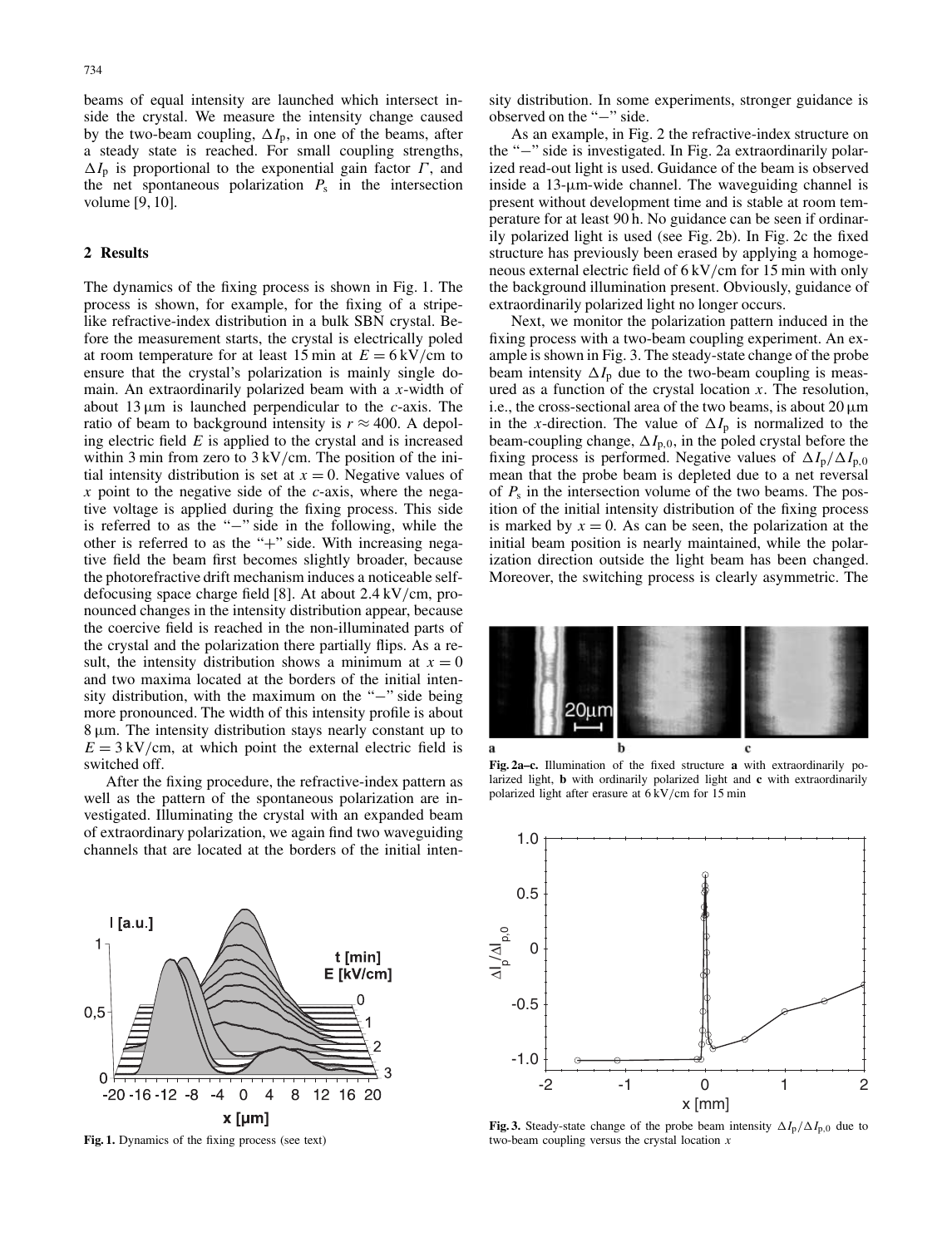beams of equal intensity are launched which intersect inside the crystal. We measure the intensity change caused by the two-beam coupling, $\Delta I_p$, in one of the beams, after a steady state is reached. For small coupling strengths, $\Delta I_p$ is proportional to the exponential gain factor $\Gamma$, and the net spontaneous polarization $P_s$ in the intersection volume [9, 10].

## 2 Results

The dynamics of the fixing process is shown in Fig. 1. The process is shown, for example, for the fixing of a stripe-like refractive-index distribution in a bulk SBN crystal. Before the measurement starts, the crystal is electrically poled at room temperature for at least 15 min at $E = 6\,\mathrm{kV/cm}$ to ensure that the crystal's polarization is mainly single domain. An extraordinarily polarized beam with a $x$-width of about 13 µm is launched perpendicular to the $c$-axis. The ratio of beam to background intensity is $r \approx 400$. A depoling electric field $E$ is applied to the crystal and is increased within 3 min from zero to 3 kV/cm. The position of the initial intensity distribution is set at $x = 0$. Negative values of $x$ point to the negative side of the $c$-axis, where the negative voltage is applied during the fixing process. This side is referred to as the "−" side in the following, while the other is referred to as the "+" side. With increasing negative field the beam first becomes slightly broader, because the photorefractive drift mechanism induces a noticeable self-defocusing space charge field [8]. At about 2.4 kV/cm, pronounced changes in the intensity distribution appear, because the coercive field is reached in the non-illuminated parts of the crystal and the polarization there partially flips. As a result, the intensity distribution shows a minimum at $x = 0$ and two maxima located at the borders of the initial intensity distribution, with the maximum on the "−" side being more pronounced. The width of this intensity profile is about 8 µm. The intensity distribution stays nearly constant up to $E = 3\,\mathrm{kV/cm}$, at which point the external electric field is switched off.

After the fixing procedure, the refractive-index pattern as well as the pattern of the spontaneous polarization are investigated. Illuminating the crystal with an expanded beam of extraordinary polarization, we again find two waveguiding channels that are located at the borders of the initial intensity distribution. In some experiments, stronger guidance is observed on the "−" side.

**Fig. 1.** Dynamics of the fixing process (see text)

As an example, in Fig. 2 the refractive-index structure on the "−" side is investigated. In Fig. 2a extraordinarily polarized read-out light is used. Guidance of the beam is observed inside a 13-µm-wide channel. The waveguiding channel is present without development time and is stable at room temperature for at least 90 h. No guidance can be seen if ordinarily polarized light is used (see Fig. 2b). In Fig. 2c the fixed structure has previously been erased by applying a homogeneous external electric field of 6 kV/cm for 15 min with only the background illumination present. Obviously, guidance of extraordinarily polarized light no longer occurs.

Next, we monitor the polarization pattern induced in the fixing process with a two-beam coupling experiment. An example is shown in Fig. 3. The steady-state change of the probe beam intensity $\Delta I_p$ due to the two-beam coupling is measured as a function of the crystal location $x$. The resolution, i.e., the cross-sectional area of the two beams, is about 20 µm in the $x$-direction. The value of $\Delta I_p$ is normalized to the beam-coupling change, $\Delta I_{p,0}$, in the poled crystal before the fixing process is performed. Negative values of $\Delta I_p/\Delta I_{p,0}$ mean that the probe beam is depleted due to a net reversal of $P_s$ in the intersection volume of the two beams. The position of the initial intensity distribution of the fixing process is marked by $x = 0$. As can be seen, the polarization at the initial beam position is nearly maintained, while the polarization direction outside the light beam has been changed. Moreover, the switching process is clearly asymmetric. The

**Fig. 2a–c.** Illumination of the fixed structure **a** with extraordinarily polarized light, **b** with ordinarily polarized light and **c** with extraordinarily polarized light after erasure at 6 kV/cm for 15 min

**Fig. 3.** Steady-state change of the probe beam intensity $\Delta I_p/\Delta I_{p,0}$ due to two-beam coupling versus the crystal location $x$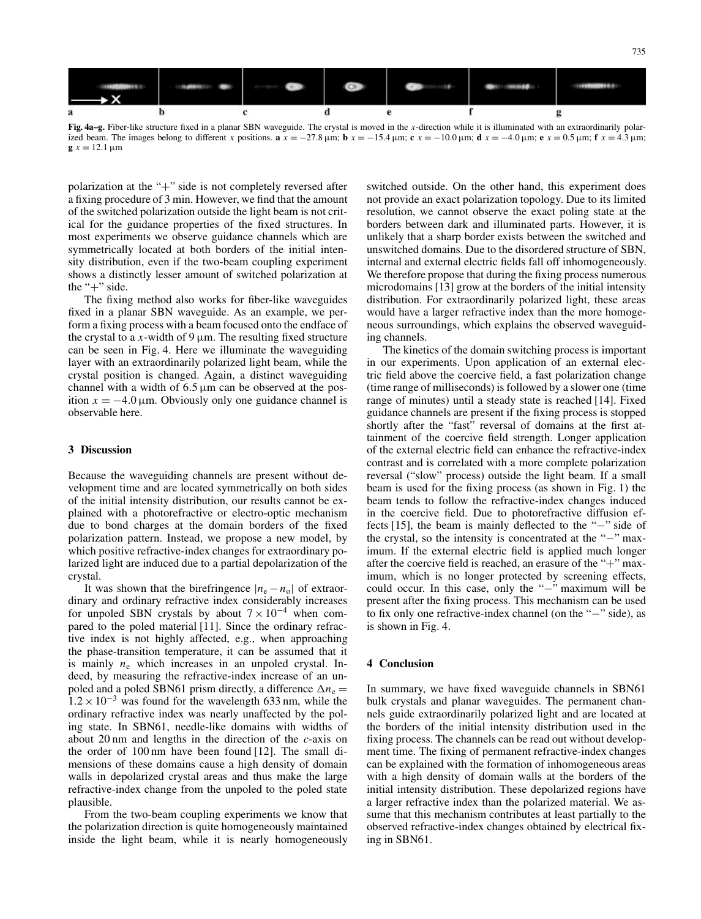Fig. 4a–g. Fiber-like structure fixed in a planar SBN waveguide. The crystal is moved in the $x$-direction while it is illuminated with an extraordinarily polarized beam. The images belong to different $x$ positions. **a** $x = -27.8\,\mu\text{m}$; **b** $x = -15.4\,\mu\text{m}$; **c** $x = -10.0\,\mu\text{m}$; **d** $x = -4.0\,\mu\text{m}$; **e** $x = 0.5\,\mu\text{m}$; **f** $x = 4.3\,\mu\text{m}$; **g** $x = 12.1\,\mu\text{m}$

polarization at the "+" side is not completely reversed after a fixing procedure of 3 min. However, we find that the amount of the switched polarization outside the light beam is not critical for the guidance properties of the fixed structures. In most experiments we observe guidance channels which are symmetrically located at both borders of the initial intensity distribution, even if the two-beam coupling experiment shows a distinctly lesser amount of switched polarization at the "+" side.

The fixing method also works for fiber-like waveguides fixed in a planar SBN waveguide. As an example, we perform a fixing process with a beam focused onto the endface of the crystal to a $x$-width of $9\,\mu\text{m}$. The resulting fixed structure can be seen in Fig. 4. Here we illuminate the waveguiding layer with an extraordinarily polarized light beam, while the crystal position is changed. Again, a distinct waveguiding channel with a width of $6.5\,\mu\text{m}$ can be observed at the position $x = -4.0\,\mu\text{m}$. Obviously only one guidance channel is observable here.

## 3 Discussion

Because the waveguiding channels are present without development time and are located symmetrically on both sides of the initial intensity distribution, our results cannot be explained with a photorefractive or electro-optic mechanism due to bond charges at the domain borders of the fixed polarization pattern. Instead, we propose a new model, by which positive refractive-index changes for extraordinary polarized light are induced due to a partial depolarization of the crystal.

It was shown that the birefringence $|n_e - n_o|$ of extraordinary and ordinary refractive index considerably increases for unpoled SBN crystals by about $7 \times 10^{-4}$ when compared to the poled material [11]. Since the ordinary refractive index is not highly affected, e.g., when approaching the phase-transition temperature, it can be assumed that it is mainly $n_e$ which increases in an unpoled crystal. Indeed, by measuring the refractive-index increase of an unpoled and a poled SBN61 prism directly, a difference $\Delta n_e = 1.2 \times 10^{-3}$ was found for the wavelength 633 nm, while the ordinary refractive index was nearly unaffected by the poling state. In SBN61, needle-like domains with widths of about 20 nm and lengths in the direction of the $c$-axis on the order of 100 nm have been found [12]. The small dimensions of these domains cause a high density of domain walls in depolarized crystal areas and thus make the large refractive-index change from the unpoled to the poled state plausible.

From the two-beam coupling experiments we know that the polarization direction is quite homogeneously maintained inside the light beam, while it is nearly homogeneously switched outside. On the other hand, this experiment does not provide an exact polarization topology. Due to its limited resolution, we cannot observe the exact poling state at the borders between dark and illuminated parts. However, it is unlikely that a sharp border exists between the switched and unswitched domains. Due to the disordered structure of SBN, internal and external electric fields fall off inhomogeneously. We therefore propose that during the fixing process numerous microdomains [13] grow at the borders of the initial intensity distribution. For extraordinarily polarized light, these areas would have a larger refractive index than the more homogeneous surroundings, which explains the observed waveguiding channels.

The kinetics of the domain switching process is important in our experiments. Upon application of an external electric field above the coercive field, a fast polarization change (time range of milliseconds) is followed by a slower one (time range of minutes) until a steady state is reached [14]. Fixed guidance channels are present if the fixing process is stopped shortly after the "fast" reversal of domains at the first attainment of the coercive field strength. Longer application of the external electric field can enhance the refractive-index contrast and is correlated with a more complete polarization reversal ("slow" process) outside the light beam. If a small beam is used for the fixing process (as shown in Fig. 1) the beam tends to follow the refractive-index changes induced in the coercive field. Due to photorefractive diffusion effects [15], the beam is mainly deflected to the "−" side of the crystal, so the intensity is concentrated at the "−" maximum. If the external electric field is applied much longer after the coercive field is reached, an erasure of the "+" maximum, which is no longer protected by screening effects, could occur. In this case, only the "−" maximum will be present after the fixing process. This mechanism can be used to fix only one refractive-index channel (on the "−" side), as is shown in Fig. 4.

## 4 Conclusion

In summary, we have fixed waveguide channels in SBN61 bulk crystals and planar waveguides. The permanent channels guide extraordinarily polarized light and are located at the borders of the initial intensity distribution used in the fixing process. The channels can be read out without development time. The fixing of permanent refractive-index changes can be explained with the formation of inhomogeneous areas with a high density of domain walls at the borders of the initial intensity distribution. These depolarized regions have a larger refractive index than the polarized material. We assume that this mechanism contributes at least partially to the observed refractive-index changes obtained by electrical fixing in SBN61.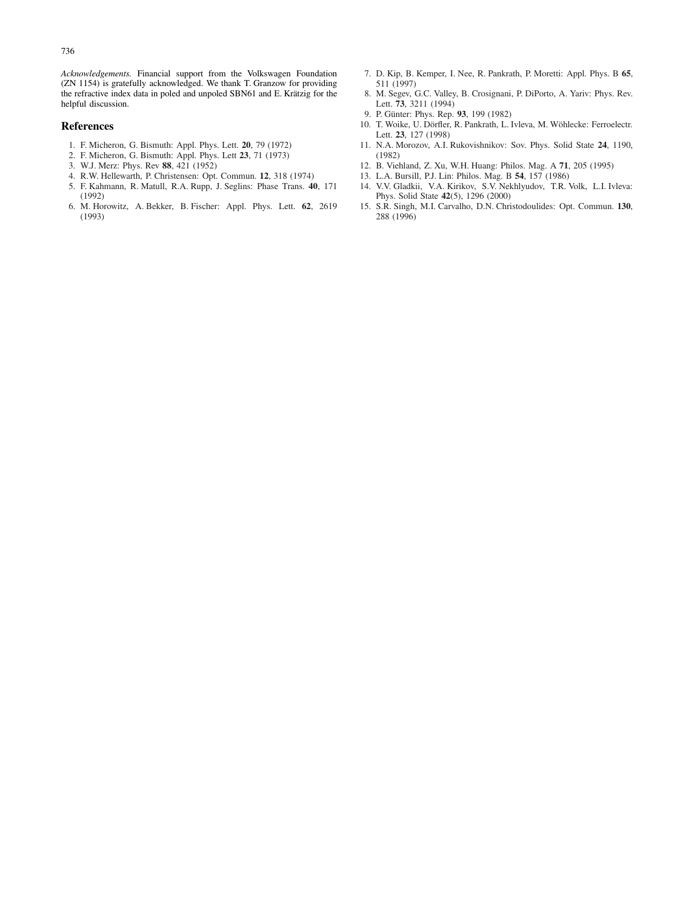*Acknowledgements.* Financial support from the Volkswagen Foundation (ZN 1154) is gratefully acknowledged. We thank T. Granzow for providing the refractive index data in poled and unpoled SBN61 and E. Krätzig for the helpful discussion.

## References

1. F. Micheron, G. Bismuth: Appl. Phys. Lett. **20**, 79 (1972)
2. F. Micheron, G. Bismuth: Appl. Phys. Lett **23**, 71 (1973)
3. W.J. Merz: Phys. Rev **88**, 421 (1952)
4. R.W. Hellewarth, P. Christensen: Opt. Commun. **12**, 318 (1974)
5. F. Kahmann, R. Matull, R.A. Rupp, J. Seglins: Phase Trans. **40**, 171 (1992)
6. M. Horowitz, A. Bekker, B. Fischer: Appl. Phys. Lett. **62**, 2619 (1993)
7. D. Kip, B. Kemper, I. Nee, R. Pankrath, P. Moretti: Appl. Phys. B **65**, 511 (1997)
8. M. Segev, G.C. Valley, B. Crosignani, P. DiPorto, A. Yariv: Phys. Rev. Lett. **73**, 3211 (1994)
9. P. Günter: Phys. Rep. **93**, 199 (1982)
10. T. Woike, U. Dörfler, R. Pankrath, L. Ivleva, M. Wöhlecke: Ferroelectr. Lett. **23**, 127 (1998)
11. N.A. Morozov, A.I. Rukovishnikov: Sov. Phys. Solid State **24**, 1190, (1982)
12. B. Viehland, Z. Xu, W.H. Huang: Philos. Mag. A **71**, 205 (1995)
13. L.A. Bursill, P.J. Lin: Philos. Mag. B **54**, 157 (1986)
14. V.V. Gladkii, V.A. Kirikov, S.V. Nekhlyudov, T.R. Volk, L.I. Ivleva: Phys. Solid State **42**(5), 1296 (2000)
15. S.R. Singh, M.I. Carvalho, D.N. Christodoulides: Opt. Commun. **130**, 288 (1996)